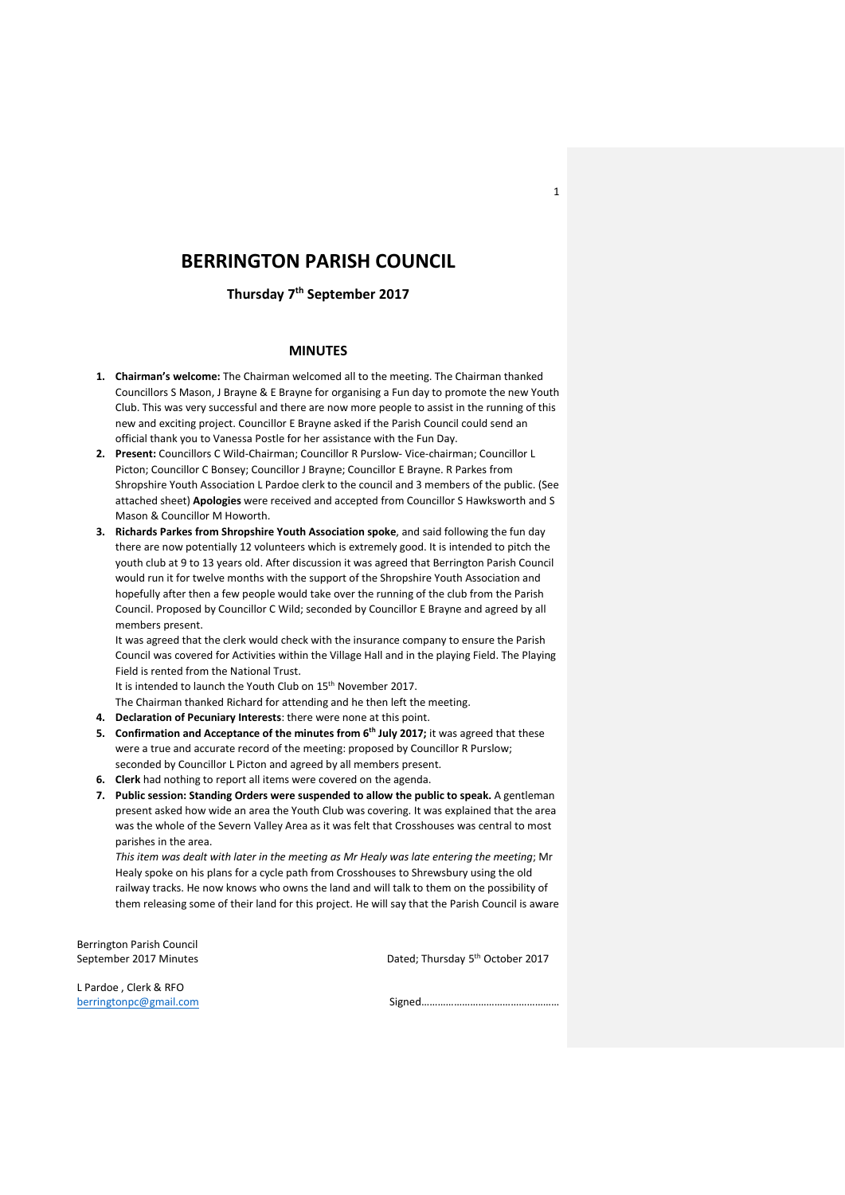# BERRINGTON PARISH COUNCIL

**Thursday 7th September 2017**

## MINUTES

1. **Chairman's welcome:** The Chairman welcomed all to the meeting. The Chairman thanked Councillors S Mason, J Brayne & E Brayne for organising a Fun day to promote the new Youth Club. This was very successful and there are now more people to assist in the running of this new and exciting project. Councillor E Brayne asked if the Parish Council could send an official thank you to Vanessa Postle for her assistance with the Fun Day.
2. **Present:** Councillors C Wild-Chairman; Councillor R Purslow- Vice-chairman; Councillor L Picton; Councillor C Bonsey; Councillor J Brayne; Councillor E Brayne. R Parkes from Shropshire Youth Association L Pardoe clerk to the council and 3 members of the public. (See attached sheet) **Apologies** were received and accepted from Councillor S Hawksworth and S Mason & Councillor M Howorth.
3. **Richards Parkes from Shropshire Youth Association spoke**, and said following the fun day there are now potentially 12 volunteers which is extremely good. It is intended to pitch the youth club at 9 to 13 years old. After discussion it was agreed that Berrington Parish Council would run it for twelve months with the support of the Shropshire Youth Association and hopefully after then a few people would take over the running of the club from the Parish Council. Proposed by Councillor C Wild; seconded by Councillor E Brayne and agreed by all members present.

   It was agreed that the clerk would check with the insurance company to ensure the Parish Council was covered for Activities within the Village Hall and in the playing Field. The Playing Field is rented from the National Trust.

   It is intended to launch the Youth Club on 15th November 2017.

   The Chairman thanked Richard for attending and he then left the meeting.
4. **Declaration of Pecuniary Interests**: there were none at this point.
5. **Confirmation and Acceptance of the minutes from 6th July 2017;** it was agreed that these were a true and accurate record of the meeting: proposed by Councillor R Purslow; seconded by Councillor L Picton and agreed by all members present.
6. **Clerk** had nothing to report all items were covered on the agenda.
7. **Public session: Standing Orders were suspended to allow the public to speak.** A gentleman present asked how wide an area the Youth Club was covering. It was explained that the area was the whole of the Severn Valley Area as it was felt that Crosshouses was central to most parishes in the area.

   *This item was dealt with later in the meeting as Mr Healy was late entering the meeting*; Mr Healy spoke on his plans for a cycle path from Crosshouses to Shrewsbury using the old railway tracks. He now knows who owns the land and will talk to them on the possibility of them releasing some of their land for this project. He will say that the Parish Council is aware

Berrington Parish Council
September 2017 Minutes

Dated; Thursday 5th October 2017

L Pardoe , Clerk & RFO
berringtonpc@gmail.com

Signed……………………………………………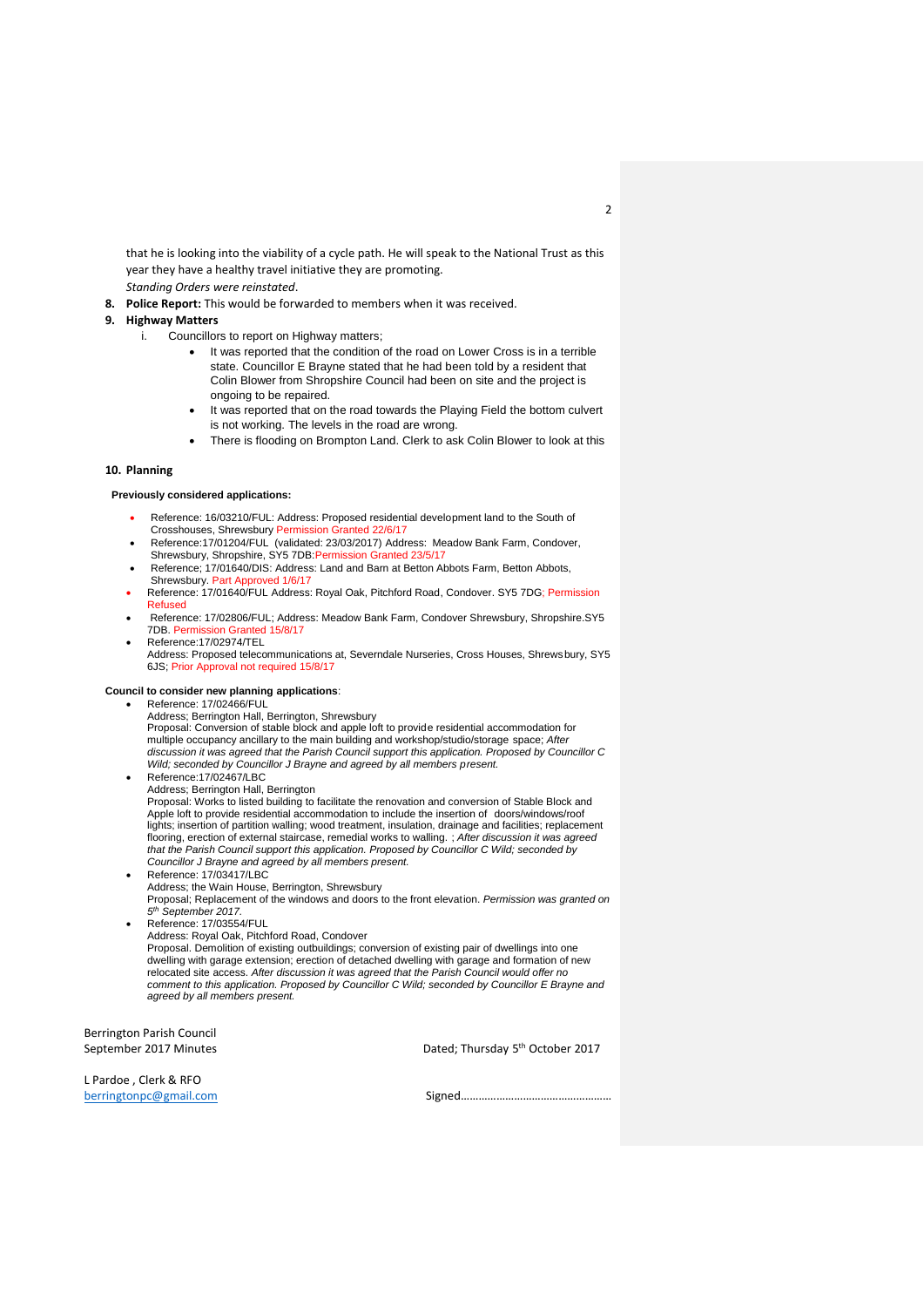that he is looking into the viability of a cycle path. He will speak to the National Trust as this year they have a healthy travel initiative they are promoting.

*Standing Orders were reinstated*.

8. **Police Report:** This would be forwarded to members when it was received.
9. **Highway Matters**
   i. Councillors to report on Highway matters;
      - It was reported that the condition of the road on Lower Cross is in a terrible state. Councillor E Brayne stated that he had been told by a resident that Colin Blower from Shropshire Council had been on site and the project is ongoing to be repaired.
      - It was reported that on the road towards the Playing Field the bottom culvert is not working. The levels in the road are wrong.
      - There is flooding on Brompton Land. Clerk to ask Colin Blower to look at this

10. **Planning**

**Previously considered applications:**

- Reference: 16/03210/FUL: Address: Proposed residential development land to the South of Crosshouses, Shrewsbury Permission Granted 22/6/17
- Reference:17/01204/FUL (validated: 23/03/2017) Address: Meadow Bank Farm, Condover, Shrewsbury, Shropshire, SY5 7DB:Permission Granted 23/5/17
- Reference; 17/01640/DIS: Address: Land and Barn at Betton Abbots Farm, Betton Abbots, Shrewsbury. Part Approved 1/6/17
- Reference: 17/01640/FUL Address: Royal Oak, Pitchford Road, Condover. SY5 7DG; Permission Refused
- Reference: 17/02806/FUL; Address: Meadow Bank Farm, Condover Shrewsbury, Shropshire.SY5 7DB. Permission Granted 15/8/17
- Reference:17/02974/TEL
  Address: Proposed telecommunications at, Severndale Nurseries, Cross Houses, Shrewsbury, SY5 6JS; Prior Approval not required 15/8/17

**Council to consider new planning applications**:

- Reference: 17/02466/FUL
  Address; Berrington Hall, Berrington, Shrewsbury
  Proposal: Conversion of stable block and apple loft to provide residential accommodation for multiple occupancy ancillary to the main building and workshop/studio/storage space; *After discussion it was agreed that the Parish Council support this application. Proposed by Councillor C Wild; seconded by Councillor J Brayne and agreed by all members present.*
- Reference:17/02467/LBC
  Address; Berrington Hall, Berrington
  Proposal: Works to listed building to facilitate the renovation and conversion of Stable Block and Apple loft to provide residential accommodation to include the insertion of doors/windows/roof lights; insertion of partition walling; wood treatment, insulation, drainage and facilities; replacement flooring, erection of external staircase, remedial works to walling. ; *After discussion it was agreed that the Parish Council support this application. Proposed by Councillor C Wild; seconded by Councillor J Brayne and agreed by all members present.*
- Reference: 17/03417/LBC
  Address; the Wain House, Berrington, Shrewsbury
  Proposal; Replacement of the windows and doors to the front elevation. *Permission was granted on 5th September 2017.*
- Reference: 17/03554/FUL
  Address: Royal Oak, Pitchford Road, Condover
  Proposal. Demolition of existing outbuildings; conversion of existing pair of dwellings into one dwelling with garage extension; erection of detached dwelling with garage and formation of new relocated site access. *After discussion it was agreed that the Parish Council would offer no comment to this application. Proposed by Councillor C Wild; seconded by Councillor E Brayne and agreed by all members present.*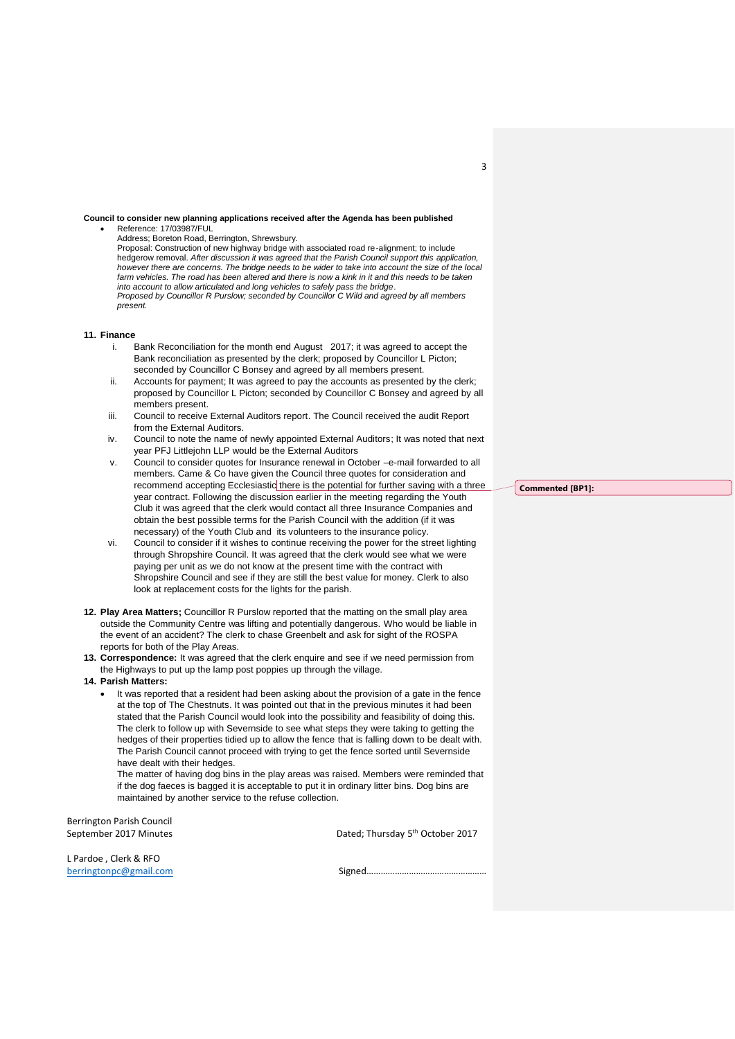**Council to consider new planning applications received after the Agenda has been published**

- Reference: 17/03987/FUL
  Address; Boreton Road, Berrington, Shrewsbury.
  Proposal: Construction of new highway bridge with associated road re-alignment; to include hedgerow removal. *After discussion it was agreed that the Parish Council support this application, however there are concerns. The bridge needs to be wider to take into account the size of the local farm vehicles. The road has been altered and there is now a kink in it and this needs to be taken into account to allow articulated and long vehicles to safely pass the bridge.*
  *Proposed by Councillor R Purslow; seconded by Councillor C Wild and agreed by all members present.*

**11. Finance**

i. Bank Reconciliation for the month end August 2017; it was agreed to accept the Bank reconciliation as presented by the clerk; proposed by Councillor L Picton; seconded by Councillor C Bonsey and agreed by all members present.

ii. Accounts for payment; It was agreed to pay the accounts as presented by the clerk; proposed by Councillor L Picton; seconded by Councillor C Bonsey and agreed by all members present.

iii. Council to receive External Auditors report. The Council received the audit Report from the External Auditors.

iv. Council to note the name of newly appointed External Auditors; It was noted that next year PFJ Littlejohn LLP would be the External Auditors

v. Council to consider quotes for Insurance renewal in October –e-mail forwarded to all members. Came & Co have given the Council three quotes for consideration and recommend accepting Ecclesiastic there is the potential for further saving with a three year contract. Following the discussion earlier in the meeting regarding the Youth Club it was agreed that the clerk would contact all three Insurance Companies and obtain the best possible terms for the Parish Council with the addition (if it was necessary) of the Youth Club and its volunteers to the insurance policy.

vi. Council to consider if it wishes to continue receiving the power for the street lighting through Shropshire Council. It was agreed that the clerk would see what we were paying per unit as we do not know at the present time with the contract with Shropshire Council and see if they are still the best value for money. Clerk to also look at replacement costs for the lights for the parish.

**12. Play Area Matters;** Councillor R Purslow reported that the matting on the small play area outside the Community Centre was lifting and potentially dangerous. Who would be liable in the event of an accident? The clerk to chase Greenbelt and ask for sight of the ROSPA reports for both of the Play Areas.

**13. Correspondence:** It was agreed that the clerk enquire and see if we need permission from the Highways to put up the lamp post poppies up through the village.

**14. Parish Matters:**

- It was reported that a resident had been asking about the provision of a gate in the fence at the top of The Chestnuts. It was pointed out that in the previous minutes it had been stated that the Parish Council would look into the possibility and feasibility of doing this. The clerk to follow up with Severnside to see what steps they were taking to getting the hedges of their properties tidied up to allow the fence that is falling down to be dealt with. The Parish Council cannot proceed with trying to get the fence sorted until Severnside have dealt with their hedges.
  The matter of having dog bins in the play areas was raised. Members were reminded that if the dog faeces is bagged it is acceptable to put it in ordinary litter bins. Dog bins are maintained by another service to the refuse collection.

Commented [BP1]:

Berrington Parish Council
September 2017 Minutes

Dated; Thursday 5th October 2017

L Pardoe , Clerk & RFO
berringtonpc@gmail.com

Signed……………………………………………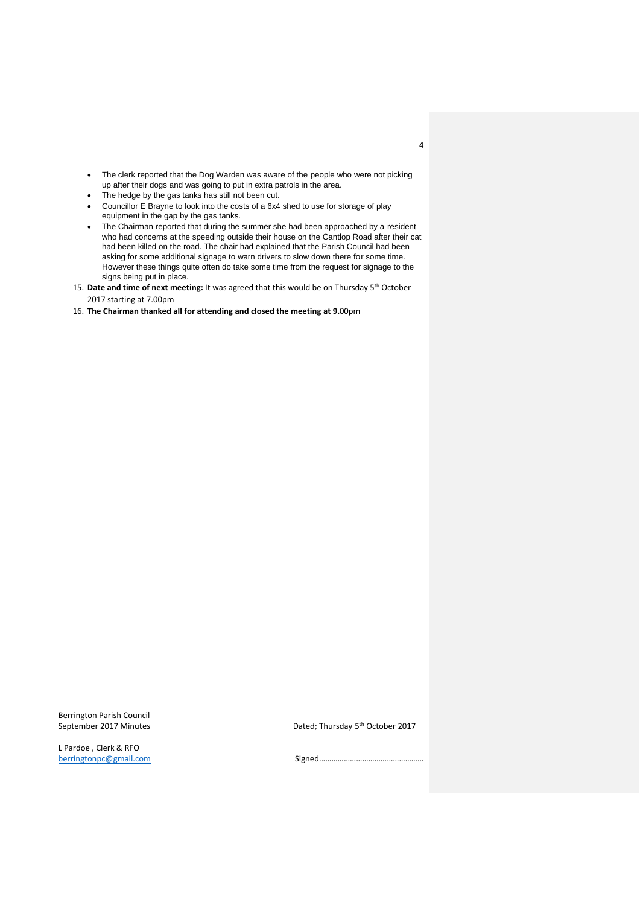- The clerk reported that the Dog Warden was aware of the people who were not picking up after their dogs and was going to put in extra patrols in the area.
- The hedge by the gas tanks has still not been cut.
- Councillor E Brayne to look into the costs of a 6x4 shed to use for storage of play equipment in the gap by the gas tanks.
- The Chairman reported that during the summer she had been approached by a resident who had concerns at the speeding outside their house on the Cantlop Road after their cat had been killed on the road. The chair had explained that the Parish Council had been asking for some additional signage to warn drivers to slow down there for some time. However these things quite often do take some time from the request for signage to the signs being put in place.

15. **Date and time of next meeting:** It was agreed that this would be on Thursday 5th October 2017 starting at 7.00pm
16. **The Chairman thanked all for attending and closed the meeting at 9.**00pm

Berrington Parish Council
September 2017 Minutes

Dated; Thursday 5th October 2017

L Pardoe , Clerk & RFO
berringtonpc@gmail.com

Signed……………………………………………